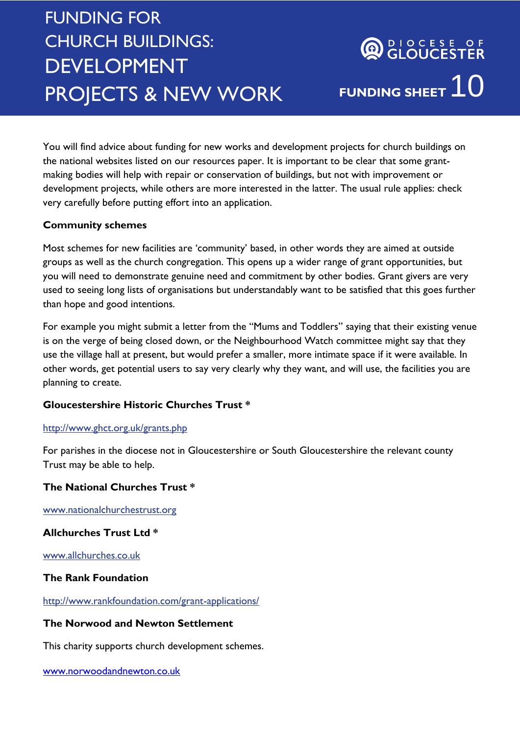# FUNDING FOR CHURCH BUILDINGS: DEVELOPMENT PROJECTS & NEW WORK

DIOCESE OF GLOUCESTER

**FUNDING SHEET 10**

You will find advice about funding for new works and development projects for church buildings on the national websites listed on our resources paper. It is important to be clear that some grant-making bodies will help with repair or conservation of buildings, but not with improvement or development projects, while others are more interested in the latter. The usual rule applies: check very carefully before putting effort into an application.

**Community schemes**

Most schemes for new facilities are 'community' based, in other words they are aimed at outside groups as well as the church congregation. This opens up a wider range of grant opportunities, but you will need to demonstrate genuine need and commitment by other bodies. Grant givers are very used to seeing long lists of organisations but understandably want to be satisfied that this goes further than hope and good intentions.

For example you might submit a letter from the "Mums and Toddlers" saying that their existing venue is on the verge of being closed down, or the Neighbourhood Watch committee might say that they use the village hall at present, but would prefer a smaller, more intimate space if it were available. In other words, get potential users to say very clearly why they want, and will use, the facilities you are planning to create.

**Gloucestershire Historic Churches Trust ***

http://www.ghct.org.uk/grants.php

For parishes in the diocese not in Gloucestershire or South Gloucestershire the relevant county Trust may be able to help.

**The National Churches Trust ***

www.nationalchurchestrust.org

**Allchurches Trust Ltd ***

www.allchurches.co.uk

**The Rank Foundation**

http://www.rankfoundation.com/grant-applications/

**The Norwood and Newton Settlement**

This charity supports church development schemes.

www.norwoodandnewton.co.uk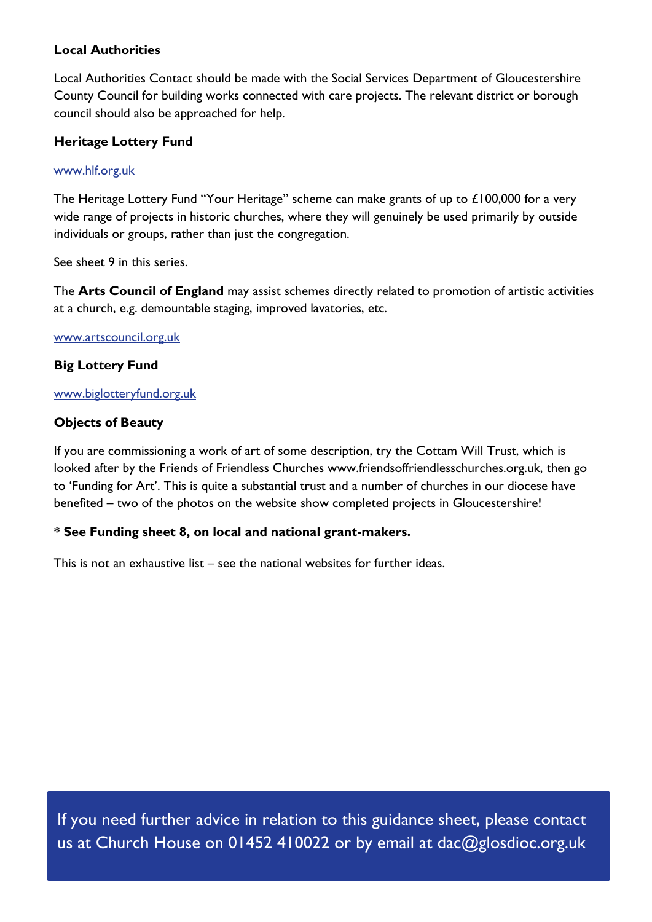**Local Authorities**

Local Authorities Contact should be made with the Social Services Department of Gloucestershire County Council for building works connected with care projects. The relevant district or borough council should also be approached for help.

**Heritage Lottery Fund**

www.hlf.org.uk

The Heritage Lottery Fund "Your Heritage" scheme can make grants of up to £100,000 for a very wide range of projects in historic churches, where they will genuinely be used primarily by outside individuals or groups, rather than just the congregation.

See sheet 9 in this series.

The **Arts Council of England** may assist schemes directly related to promotion of artistic activities at a church, e.g. demountable staging, improved lavatories, etc.

www.artscouncil.org.uk

**Big Lottery Fund**

www.biglotteryfund.org.uk

**Objects of Beauty**

If you are commissioning a work of art of some description, try the Cottam Will Trust, which is looked after by the Friends of Friendless Churches www.friendsoffriendlesschurches.org.uk, then go to 'Funding for Art'. This is quite a substantial trust and a number of churches in our diocese have benefited – two of the photos on the website show completed projects in Gloucestershire!

**\* See Funding sheet 8, on local and national grant-makers.**

This is not an exhaustive list – see the national websites for further ideas.

If you need further advice in relation to this guidance sheet, please contact us at Church House on 01452 410022 or by email at dac@glosdioc.org.uk